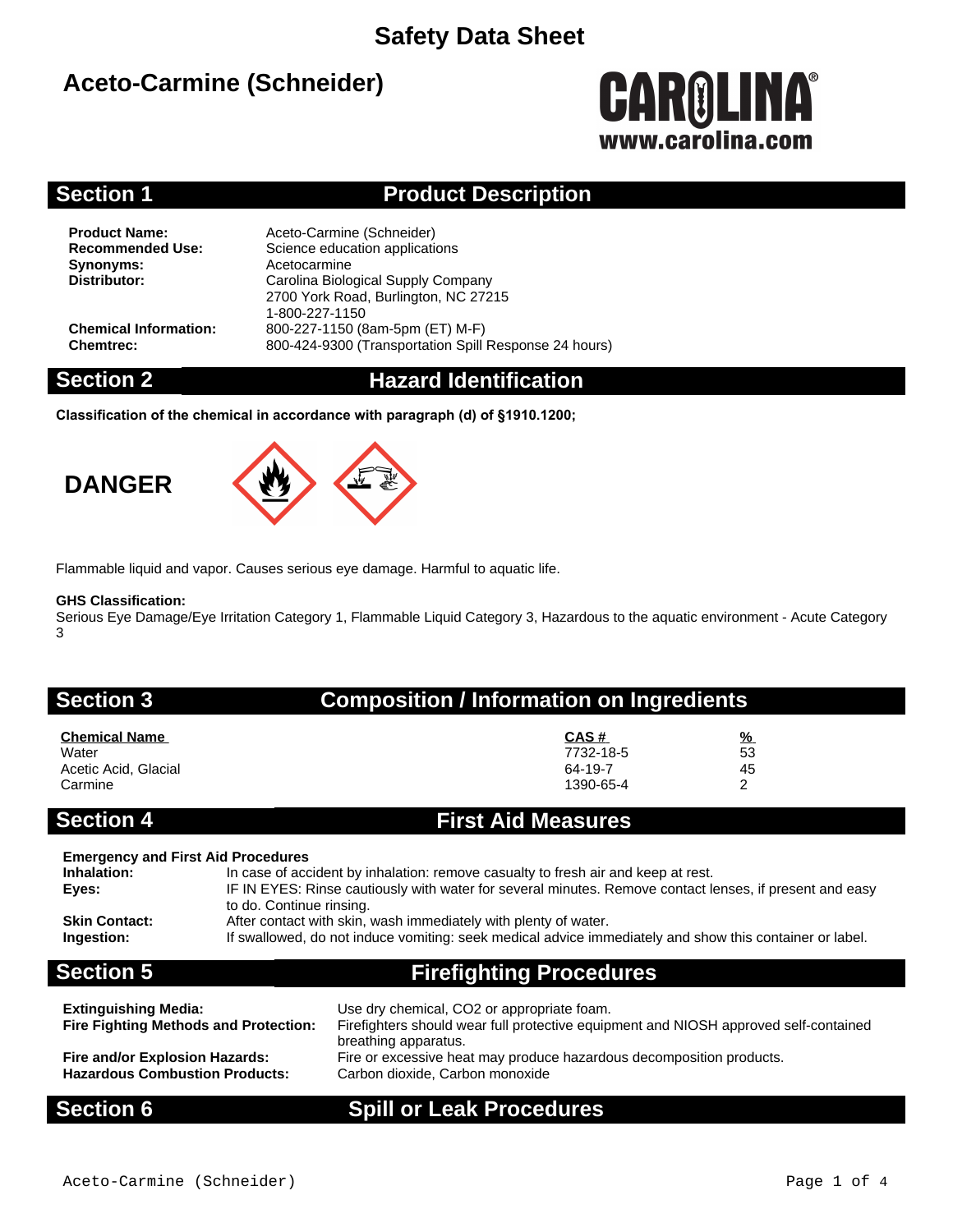# Safety Data Sheet

## Aceto-Carmine (Schneider)

CAROLINA®
www.carolina.com

## Section 1 Product Description

**Product Name:** Aceto-Carmine (Schneider)
**Recommended Use:** Science education applications
**Synonyms:** Acetocarmine
**Distributor:** Carolina Biological Supply Company
2700 York Road, Burlington, NC 27215
1-800-227-1150
**Chemical Information:** 800-227-1150 (8am-5pm (ET) M-F)
**Chemtrec:** 800-424-9300 (Transportation Spill Response 24 hours)

## Section 2 Hazard Identification

**Classification of the chemical in accordance with paragraph (d) of §1910.1200;**

**DANGER**

Flammable liquid and vapor. Causes serious eye damage. Harmful to aquatic life.

**GHS Classification:**
Serious Eye Damage/Eye Irritation Category 1, Flammable Liquid Category 3, Hazardous to the aquatic environment - Acute Category 3

## Section 3 Composition / Information on Ingredients

| Chemical Name | CAS # | % |
|---|---|---|
| Water | 7732-18-5 | 53 |
| Acetic Acid, Glacial | 64-19-7 | 45 |
| Carmine | 1390-65-4 | 2 |

## Section 4 First Aid Measures

**Emergency and First Aid Procedures**

**Inhalation:** In case of accident by inhalation: remove casualty to fresh air and keep at rest.
**Eyes:** IF IN EYES: Rinse cautiously with water for several minutes. Remove contact lenses, if present and easy to do. Continue rinsing.
**Skin Contact:** After contact with skin, wash immediately with plenty of water.
**Ingestion:** If swallowed, do not induce vomiting: seek medical advice immediately and show this container or label.

## Section 5 Firefighting Procedures

**Extinguishing Media:** Use dry chemical, CO2 or appropriate foam.
**Fire Fighting Methods and Protection:** Firefighters should wear full protective equipment and NIOSH approved self-contained breathing apparatus.
**Fire and/or Explosion Hazards:** Fire or excessive heat may produce hazardous decomposition products.
**Hazardous Combustion Products:** Carbon dioxide, Carbon monoxide

## Section 6 Spill or Leak Procedures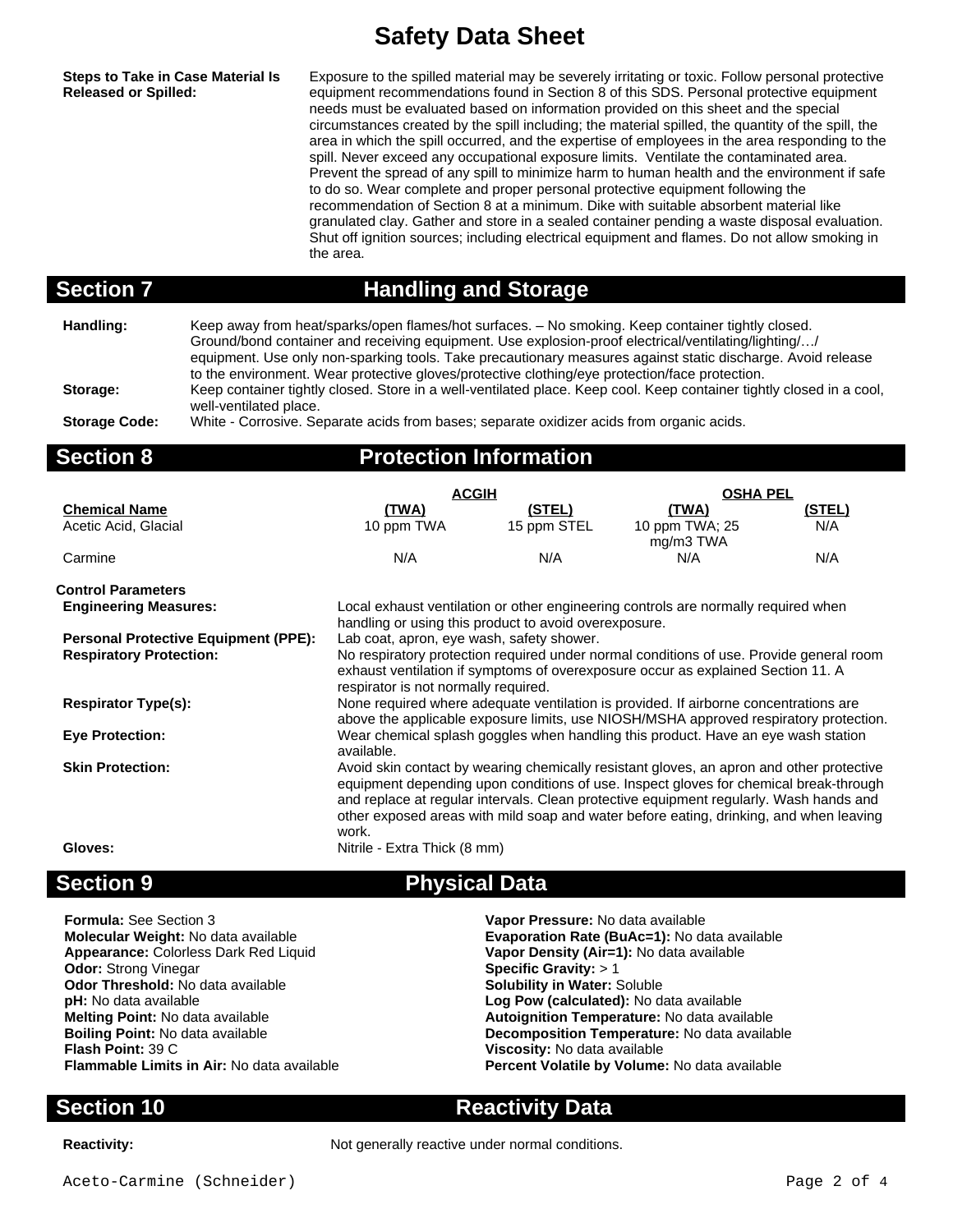# Safety Data Sheet

**Steps to Take in Case Material Is Released or Spilled:** Exposure to the spilled material may be severely irritating or toxic. Follow personal protective equipment recommendations found in Section 8 of this SDS. Personal protective equipment needs must be evaluated based on information provided on this sheet and the special circumstances created by the spill including; the material spilled, the quantity of the spill, the area in which the spill occurred, and the expertise of employees in the area responding to the spill. Never exceed any occupational exposure limits. Ventilate the contaminated area. Prevent the spread of any spill to minimize harm to human health and the environment if safe to do so. Wear complete and proper personal protective equipment following the recommendation of Section 8 at a minimum. Dike with suitable absorbent material like granulated clay. Gather and store in a sealed container pending a waste disposal evaluation. Shut off ignition sources; including electrical equipment and flames. Do not allow smoking in the area.

## Section 7 Handling and Storage

**Handling:** Keep away from heat/sparks/open flames/hot surfaces. – No smoking. Keep container tightly closed. Ground/bond container and receiving equipment. Use explosion-proof electrical/ventilating/lighting/…/ equipment. Use only non-sparking tools. Take precautionary measures against static discharge. Avoid release to the environment. Wear protective gloves/protective clothing/eye protection/face protection.

**Storage:** Keep container tightly closed. Store in a well-ventilated place. Keep cool. Keep container tightly closed in a cool, well-ventilated place.

**Storage Code:** White - Corrosive. Separate acids from bases; separate oxidizer acids from organic acids.

## Section 8 Protection Information

| | ACGIH | | OSHA PEL | |
|---|---|---|---|---|
| **Chemical Name** | **(TWA)** | **(STEL)** | **(TWA)** | **(STEL)** |
| Acetic Acid, Glacial | 10 ppm TWA | 15 ppm STEL | 10 ppm TWA; 25 mg/m3 TWA | N/A |
| Carmine | N/A | N/A | N/A | N/A |

**Control Parameters**

**Engineering Measures:** Local exhaust ventilation or other engineering controls are normally required when handling or using this product to avoid overexposure.

**Personal Protective Equipment (PPE):** Lab coat, apron, eye wash, safety shower.

**Respiratory Protection:** No respiratory protection required under normal conditions of use. Provide general room exhaust ventilation if symptoms of overexposure occur as explained Section 11. A respirator is not normally required.

**Respirator Type(s):** None required where adequate ventilation is provided. If airborne concentrations are above the applicable exposure limits, use NIOSH/MSHA approved respiratory protection.

**Eye Protection:** Wear chemical splash goggles when handling this product. Have an eye wash station available.

**Skin Protection:** Avoid skin contact by wearing chemically resistant gloves, an apron and other protective equipment depending upon conditions of use. Inspect gloves for chemical break-through and replace at regular intervals. Clean protective equipment regularly. Wash hands and other exposed areas with mild soap and water before eating, drinking, and when leaving work.

**Gloves:** Nitrile - Extra Thick (8 mm)

## Section 9 Physical Data

**Formula:** See Section 3
**Molecular Weight:** No data available
**Appearance:** Colorless Dark Red Liquid
**Odor:** Strong Vinegar
**Odor Threshold:** No data available
**pH:** No data available
**Melting Point:** No data available
**Boiling Point:** No data available
**Flash Point:** 39 C
**Flammable Limits in Air:** No data available

**Vapor Pressure:** No data available
**Evaporation Rate (BuAc=1):** No data available
**Vapor Density (Air=1):** No data available
**Specific Gravity:** > 1
**Solubility in Water:** Soluble
**Log Pow (calculated):** No data available
**Autoignition Temperature:** No data available
**Decomposition Temperature:** No data available
**Viscosity:** No data available
**Percent Volatile by Volume:** No data available

## Section 10 Reactivity Data

**Reactivity:** Not generally reactive under normal conditions.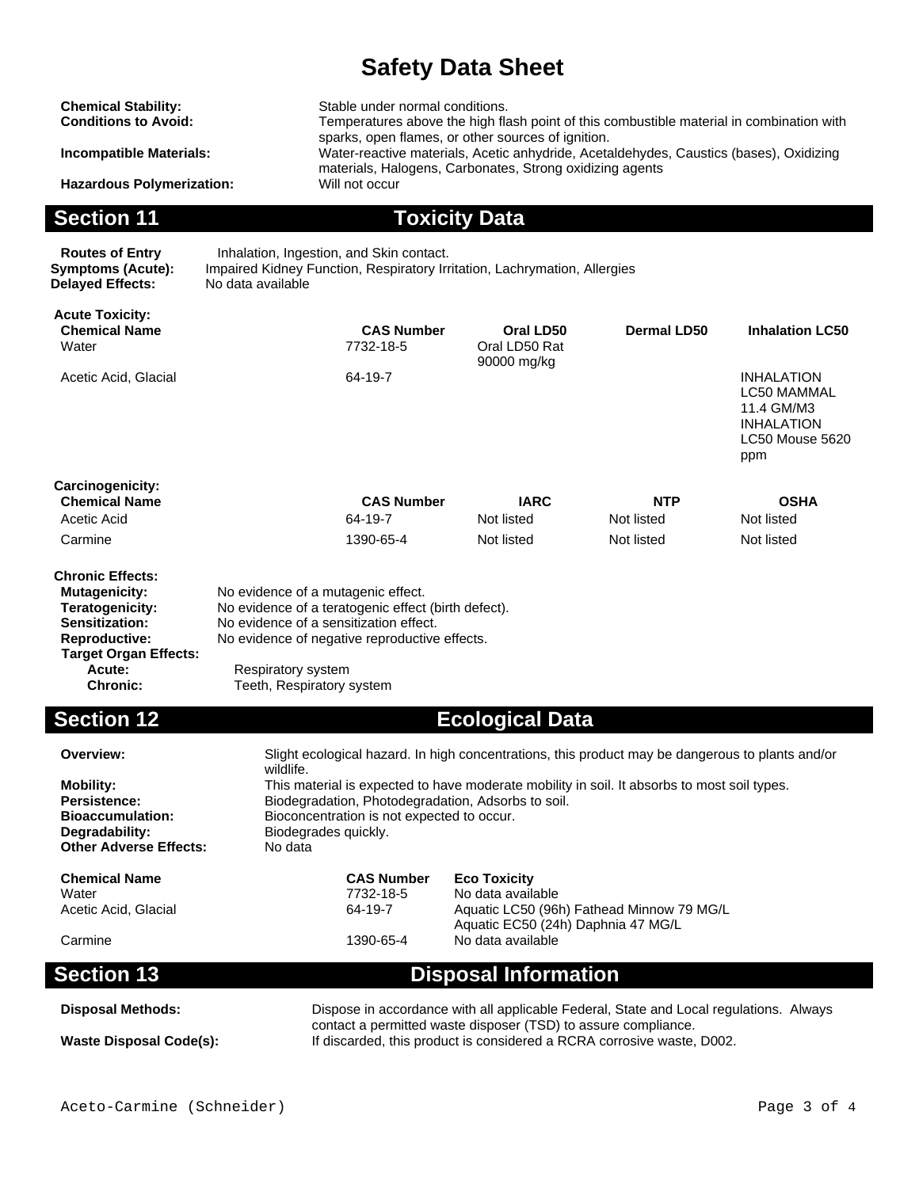# Safety Data Sheet

**Chemical Stability:** Stable under normal conditions.

**Conditions to Avoid:** Temperatures above the high flash point of this combustible material in combination with sparks, open flames, or other sources of ignition.

**Incompatible Materials:** Water-reactive materials, Acetic anhydride, Acetaldehydes, Caustics (bases), Oxidizing materials, Halogens, Carbonates, Strong oxidizing agents

**Hazardous Polymerization:** Will not occur

## Section 11 Toxicity Data

**Routes of Entry** Inhalation, Ingestion, and Skin contact.

**Symptoms (Acute):** Impaired Kidney Function, Respiratory Irritation, Lachrymation, Allergies

**Delayed Effects:** No data available

**Acute Toxicity:**

| Chemical Name | CAS Number | Oral LD50 | Dermal LD50 | Inhalation LC50 |
|---|---|---|---|---|
| Water | 7732-18-5 | Oral LD50 Rat 90000 mg/kg | | |
| Acetic Acid, Glacial | 64-19-7 | | | INHALATION LC50 MAMMAL 11.4 GM/M3 INHALATION LC50 Mouse 5620 ppm |

**Carcinogenicity:**

| Chemical Name | CAS Number | IARC | NTP | OSHA |
|---|---|---|---|---|
| Acetic Acid | 64-19-7 | Not listed | Not listed | Not listed |
| Carmine | 1390-65-4 | Not listed | Not listed | Not listed |

**Chronic Effects:**

**Mutagenicity:** No evidence of a mutagenic effect.

**Teratogenicity:** No evidence of a teratogenic effect (birth defect).

**Sensitization:** No evidence of a sensitization effect.

**Reproductive:** No evidence of negative reproductive effects.

**Target Organ Effects:**

**Acute:** Respiratory system

**Chronic:** Teeth, Respiratory system

## Section 12 Ecological Data

**Overview:** Slight ecological hazard. In high concentrations, this product may be dangerous to plants and/or wildlife.

**Mobility:** This material is expected to have moderate mobility in soil. It absorbs to most soil types.

**Persistence:** Biodegradation, Photodegradation, Adsorbs to soil.

**Bioaccumulation:** Bioconcentration is not expected to occur.

**Degradability:** Biodegrades quickly.

**Other Adverse Effects:** No data

| Chemical Name | CAS Number | Eco Toxicity |
|---|---|---|
| Water | 7732-18-5 | No data available |
| Acetic Acid, Glacial | 64-19-7 | Aquatic LC50 (96h) Fathead Minnow 79 MG/L Aquatic EC50 (24h) Daphnia 47 MG/L |
| Carmine | 1390-65-4 | No data available |

## Section 13 Disposal Information

**Disposal Methods:** Dispose in accordance with all applicable Federal, State and Local regulations. Always contact a permitted waste disposer (TSD) to assure compliance.

**Waste Disposal Code(s):** If discarded, this product is considered a RCRA corrosive waste, D002.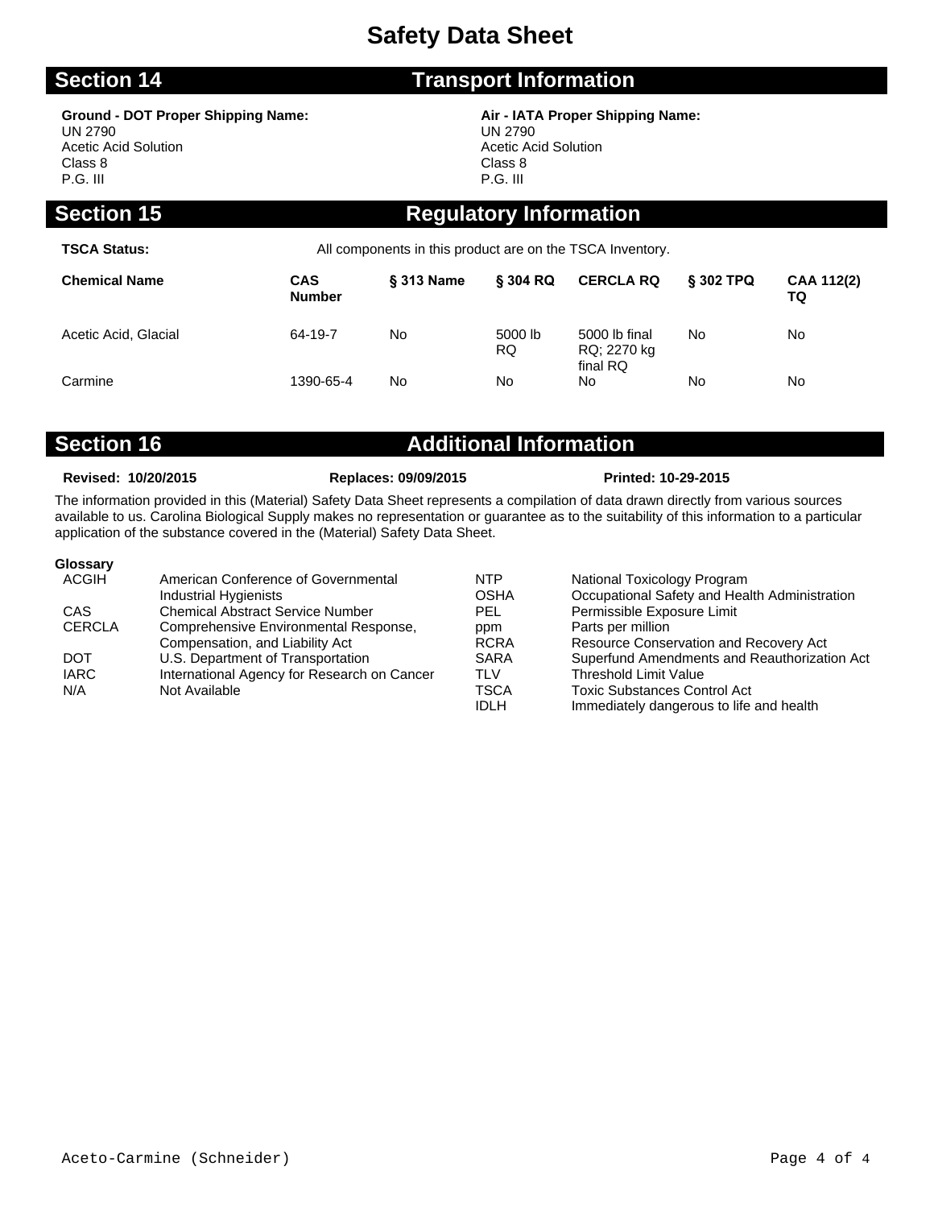# Safety Data Sheet

## Section 14 Transport Information

**Ground - DOT Proper Shipping Name:**
UN 2790
Acetic Acid Solution
Class 8
P.G. III

**Air - IATA Proper Shipping Name:**
UN 2790
Acetic Acid Solution
Class 8
P.G. III

## Section 15 Regulatory Information

**TSCA Status:** All components in this product are on the TSCA Inventory.

| Chemical Name | CAS Number | § 313 Name | § 304 RQ | CERCLA RQ | § 302 TPQ | CAA 112(2) TQ |
|---|---|---|---|---|---|---|
| Acetic Acid, Glacial | 64-19-7 | No | 5000 lb RQ | 5000 lb final RQ; 2270 kg final RQ | No | No |
| Carmine | 1390-65-4 | No | No | No | No | No |

## Section 16 Additional Information

**Revised: 10/20/2015** **Replaces: 09/09/2015** **Printed: 10-29-2015**

The information provided in this (Material) Safety Data Sheet represents a compilation of data drawn directly from various sources available to us. Carolina Biological Supply makes no representation or guarantee as to the suitability of this information to a particular application of the substance covered in the (Material) Safety Data Sheet.

**Glossary**

| | | | |
|---|---|---|---|
| ACGIH | American Conference of Governmental Industrial Hygienists | NTP | National Toxicology Program |
| CAS | Chemical Abstract Service Number | OSHA | Occupational Safety and Health Administration |
| CERCLA | Comprehensive Environmental Response, Compensation, and Liability Act | PEL | Permissible Exposure Limit |
| DOT | U.S. Department of Transportation | ppm | Parts per million |
| IARC | International Agency for Research on Cancer | RCRA | Resource Conservation and Recovery Act |
| N/A | Not Available | SARA | Superfund Amendments and Reauthorization Act |
| | | TLV | Threshold Limit Value |
| | | TSCA | Toxic Substances Control Act |
| | | IDLH | Immediately dangerous to life and health |